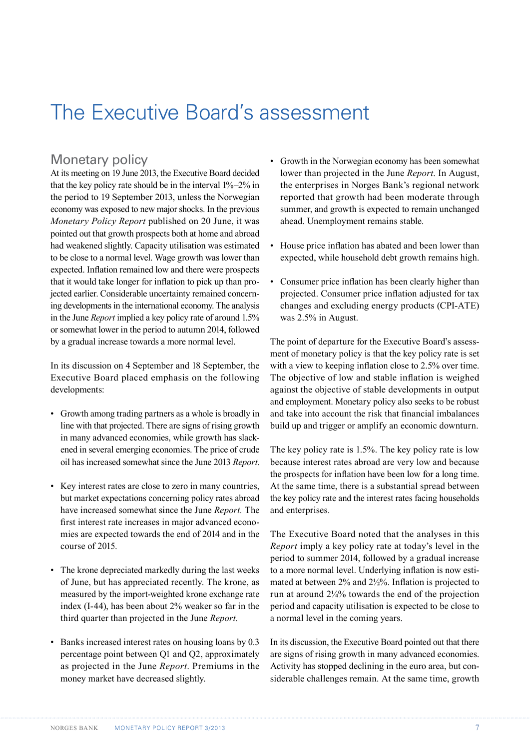# The Executive Board's assessment

## Monetary policy

At its meeting on 19 June 2013, the Executive Board decided that the key policy rate should be in the interval 1%–2% in the period to 19 September 2013, unless the Norwegian economy was exposed to new major shocks. In the previous *Monetary Policy Report* published on 20 June, it was pointed out that growth prospects both at home and abroad had weakened slightly. Capacity utilisation was estimated to be close to a normal level. Wage growth was lower than expected. Inflation remained low and there were prospects that it would take longer for inflation to pick up than projected earlier. Considerable uncertainty remained concerning developments in the international economy. The analysis in the June *Report* implied a key policy rate of around 1.5% or somewhat lower in the period to autumn 2014, followed by a gradual increase towards a more normal level.

In its discussion on 4 September and 18 September, the Executive Board placed emphasis on the following developments:

- Growth among trading partners as a whole is broadly in line with that projected. There are signs of rising growth in many advanced economies, while growth has slackened in several emerging economies. The price of crude oil has increased somewhat since the June 2013 *Report.*
- Key interest rates are close to zero in many countries, but market expectations concerning policy rates abroad have increased somewhat since the June *Report.* The first interest rate increases in major advanced economies are expected towards the end of 2014 and in the course of 2015.
- The krone depreciated markedly during the last weeks of June, but has appreciated recently. The krone, as measured by the import-weighted krone exchange rate index (I-44), has been about 2% weaker so far in the third quarter than projected in the June *Report.*
- Banks increased interest rates on housing loans by 0.3 percentage point between Q1 and Q2, approximately as projected in the June *Report*. Premiums in the money market have decreased slightly.
- Growth in the Norwegian economy has been somewhat lower than projected in the June *Report.* In August, the enterprises in Norges Bank's regional network reported that growth had been moderate through summer, and growth is expected to remain unchanged ahead. Unemployment remains stable.
- House price inflation has abated and been lower than expected, while household debt growth remains high.
- Consumer price inflation has been clearly higher than projected. Consumer price inflation adjusted for tax changes and excluding energy products (CPI-ATE) was 2.5% in August.

The point of departure for the Executive Board's assessment of monetary policy is that the key policy rate is set with a view to keeping inflation close to 2.5% over time. The objective of low and stable inflation is weighed against the objective of stable developments in output and employment. Monetary policy also seeks to be robust and take into account the risk that financial imbalances build up and trigger or amplify an economic downturn.

The key policy rate is 1.5%. The key policy rate is low because interest rates abroad are very low and because the prospects for inflation have been low for a long time. At the same time, there is a substantial spread between the key policy rate and the interest rates facing households and enterprises.

The Executive Board noted that the analyses in this *Report* imply a key policy rate at today's level in the period to summer 2014, followed by a gradual increase to a more normal level. Underlying inflation is now estimated at between 2% and 2½%. Inflation is projected to run at around 2¼% towards the end of the projection period and capacity utilisation is expected to be close to a normal level in the coming years.

In its discussion, the Executive Board pointed out that there are signs of rising growth in many advanced economies. Activity has stopped declining in the euro area, but considerable challenges remain. At the same time, growth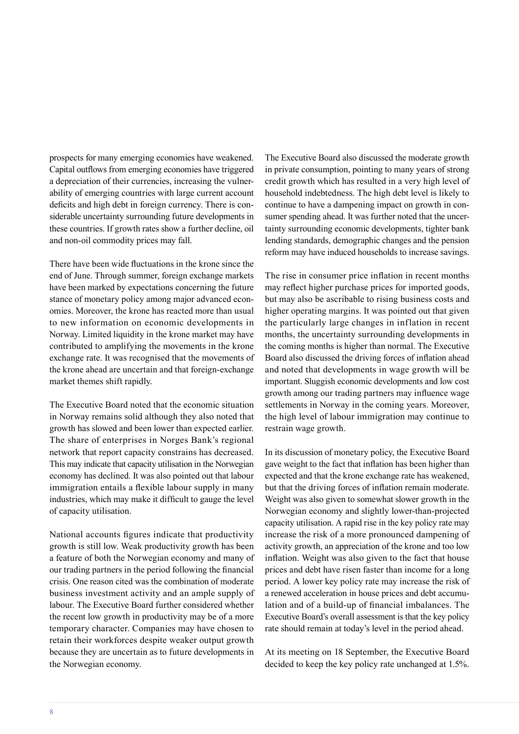prospects for many emerging economies have weakened. Capital outflows from emerging economies have triggered a depreciation of their currencies, increasing the vulnerability of emerging countries with large current account deficits and high debt in foreign currency. There is considerable uncertainty surrounding future developments in these countries. If growth rates show a further decline, oil and non-oil commodity prices may fall.

There have been wide fluctuations in the krone since the end of June. Through summer, foreign exchange markets have been marked by expectations concerning the future stance of monetary policy among major advanced economies. Moreover, the krone has reacted more than usual to new information on economic developments in Norway. Limited liquidity in the krone market may have contributed to amplifying the movements in the krone exchange rate. It was recognised that the movements of the krone ahead are uncertain and that foreign-exchange market themes shift rapidly.

The Executive Board noted that the economic situation in Norway remains solid although they also noted that growth has slowed and been lower than expected earlier. The share of enterprises in Norges Bank's regional network that report capacity constrains has decreased. This may indicate that capacity utilisation in the Norwegian economy has declined. It was also pointed out that labour immigration entails a flexible labour supply in many industries, which may make it difficult to gauge the level of capacity utilisation.

National accounts figures indicate that productivity growth is still low. Weak productivity growth has been a feature of both the Norwegian economy and many of our trading partners in the period following the financial crisis. One reason cited was the combination of moderate business investment activity and an ample supply of labour. The Executive Board further considered whether the recent low growth in productivity may be of a more temporary character. Companies may have chosen to retain their workforces despite weaker output growth because they are uncertain as to future developments in the Norwegian economy.

The Executive Board also discussed the moderate growth in private consumption, pointing to many years of strong credit growth which has resulted in a very high level of household indebtedness. The high debt level is likely to continue to have a dampening impact on growth in consumer spending ahead. It was further noted that the uncertainty surrounding economic developments, tighter bank lending standards, demographic changes and the pension reform may have induced households to increase savings.

The rise in consumer price inflation in recent months may reflect higher purchase prices for imported goods, but may also be ascribable to rising business costs and higher operating margins. It was pointed out that given the particularly large changes in inflation in recent months, the uncertainty surrounding developments in the coming months is higher than normal. The Executive Board also discussed the driving forces of inflation ahead and noted that developments in wage growth will be important. Sluggish economic developments and low cost growth among our trading partners may influence wage settlements in Norway in the coming years. Moreover, the high level of labour immigration may continue to restrain wage growth.

In its discussion of monetary policy, the Executive Board gave weight to the fact that inflation has been higher than expected and that the krone exchange rate has weakened, but that the driving forces of inflation remain moderate. Weight was also given to somewhat slower growth in the Norwegian economy and slightly lower-than-projected capacity utilisation. A rapid rise in the key policy rate may increase the risk of a more pronounced dampening of activity growth, an appreciation of the krone and too low inflation. Weight was also given to the fact that house prices and debt have risen faster than income for a long period. A lower key policy rate may increase the risk of a renewed acceleration in house prices and debt accumulation and of a build-up of financial imbalances. The Executive Board's overall assessment is that the key policy rate should remain at today's level in the period ahead.

At its meeting on 18 September, the Executive Board decided to keep the key policy rate unchanged at 1.5%.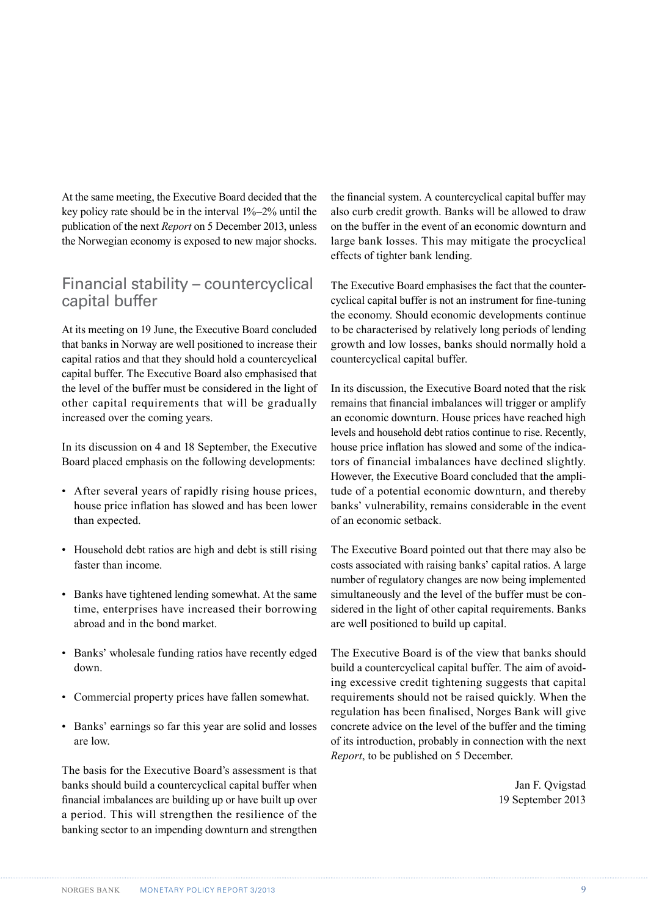At the same meeting, the Executive Board decided that the key policy rate should be in the interval 1%–2% until the publication of the next *Report* on 5 December 2013, unless the Norwegian economy is exposed to new major shocks.

## Financial stability – countercyclical capital buffer

At its meeting on 19 June, the Executive Board concluded that banks in Norway are well positioned to increase their capital ratios and that they should hold a countercyclical capital buffer. The Executive Board also emphasised that the level of the buffer must be considered in the light of other capital requirements that will be gradually increased over the coming years.

In its discussion on 4 and 18 September, the Executive Board placed emphasis on the following developments:

- After several years of rapidly rising house prices, house price inflation has slowed and has been lower than expected.
- Household debt ratios are high and debt is still rising faster than income.
- Banks have tightened lending somewhat. At the same time, enterprises have increased their borrowing abroad and in the bond market.
- Banks' wholesale funding ratios have recently edged down.
- Commercial property prices have fallen somewhat.
- Banks' earnings so far this year are solid and losses are low.

The basis for the Executive Board's assessment is that banks should build a countercyclical capital buffer when financial imbalances are building up or have built up over a period. This will strengthen the resilience of the banking sector to an impending downturn and strengthen the financial system. A countercyclical capital buffer may also curb credit growth. Banks will be allowed to draw on the buffer in the event of an economic downturn and large bank losses. This may mitigate the procyclical effects of tighter bank lending.

The Executive Board emphasises the fact that the countercyclical capital buffer is not an instrument for fine-tuning the economy. Should economic developments continue to be characterised by relatively long periods of lending growth and low losses, banks should normally hold a countercyclical capital buffer.

In its discussion, the Executive Board noted that the risk remains that financial imbalances will trigger or amplify an economic downturn. House prices have reached high levels and household debt ratios continue to rise. Recently, house price inflation has slowed and some of the indicators of financial imbalances have declined slightly. However, the Executive Board concluded that the amplitude of a potential economic downturn, and thereby banks' vulnerability, remains considerable in the event of an economic setback.

The Executive Board pointed out that there may also be costs associated with raising banks' capital ratios. A large number of regulatory changes are now being implemented simultaneously and the level of the buffer must be considered in the light of other capital requirements. Banks are well positioned to build up capital.

The Executive Board is of the view that banks should build a countercyclical capital buffer. The aim of avoiding excessive credit tightening suggests that capital requirements should not be raised quickly. When the regulation has been finalised, Norges Bank will give concrete advice on the level of the buffer and the timing of its introduction, probably in connection with the next *Report*, to be published on 5 December.

Jan F. Qvigstad
19 September 2013